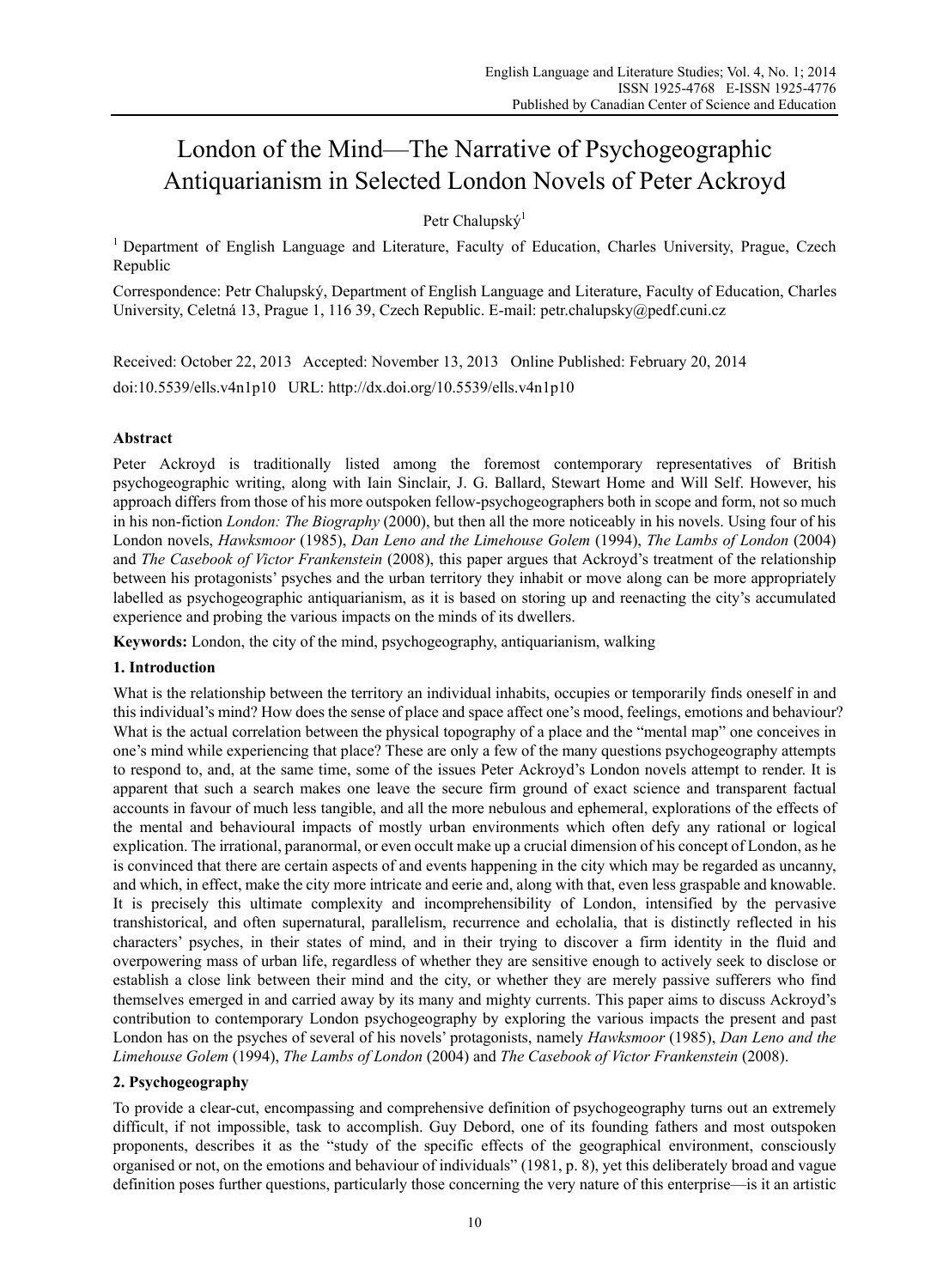# London of the Mind—The Narrative of Psychogeographic Antiquarianism in Selected London Novels of Peter Ackroyd

Petr Chalupský[1]

[1] Department of English Language and Literature, Faculty of Education, Charles University, Prague, Czech Republic

Correspondence: Petr Chalupský, Department of English Language and Literature, Faculty of Education, Charles University, Celetná 13, Prague 1, 116 39, Czech Republic. E-mail: petr.chalupsky@pedf.cuni.cz

Received: October 22, 2013 Accepted: November 13, 2013 Online Published: February 20, 2014

doi:10.5539/ells.v4n1p10 URL: http://dx.doi.org/10.5539/ells.v4n1p10

## Abstract

Peter Ackroyd is traditionally listed among the foremost contemporary representatives of British psychogeographic writing, along with Iain Sinclair, J. G. Ballard, Stewart Home and Will Self. However, his approach differs from those of his more outspoken fellow-psychogeographers both in scope and form, not so much in his non-fiction *London: The Biography* (2000), but then all the more noticeably in his novels. Using four of his London novels, *Hawksmoor* (1985), *Dan Leno and the Limehouse Golem* (1994), *The Lambs of London* (2004) and *The Casebook of Victor Frankenstein* (2008), this paper argues that Ackroyd's treatment of the relationship between his protagonists' psyches and the urban territory they inhabit or move along can be more appropriately labelled as psychogeographic antiquarianism, as it is based on storing up and reenacting the city's accumulated experience and probing the various impacts on the minds of its dwellers.

**Keywords:** London, the city of the mind, psychogeography, antiquarianism, walking

## 1. Introduction

What is the relationship between the territory an individual inhabits, occupies or temporarily finds oneself in and this individual's mind? How does the sense of place and space affect one's mood, feelings, emotions and behaviour? What is the actual correlation between the physical topography of a place and the "mental map" one conceives in one's mind while experiencing that place? These are only a few of the many questions psychogeography attempts to respond to, and, at the same time, some of the issues Peter Ackroyd's London novels attempt to render. It is apparent that such a search makes one leave the secure firm ground of exact science and transparent factual accounts in favour of much less tangible, and all the more nebulous and ephemeral, explorations of the effects of the mental and behavioural impacts of mostly urban environments which often defy any rational or logical explication. The irrational, paranormal, or even occult make up a crucial dimension of his concept of London, as he is convinced that there are certain aspects of and events happening in the city which may be regarded as uncanny, and which, in effect, make the city more intricate and eerie and, along with that, even less graspable and knowable. It is precisely this ultimate complexity and incomprehensibility of London, intensified by the pervasive transhistorical, and often supernatural, parallelism, recurrence and echolalia, that is distinctly reflected in his characters' psyches, in their states of mind, and in their trying to discover a firm identity in the fluid and overpowering mass of urban life, regardless of whether they are sensitive enough to actively seek to disclose or establish a close link between their mind and the city, or whether they are merely passive sufferers who find themselves emerged in and carried away by its many and mighty currents. This paper aims to discuss Ackroyd's contribution to contemporary London psychogeography by exploring the various impacts the present and past London has on the psyches of several of his novels' protagonists, namely *Hawksmoor* (1985), *Dan Leno and the Limehouse Golem* (1994), *The Lambs of London* (2004) and *The Casebook of Victor Frankenstein* (2008).

## 2. Psychogeography

To provide a clear-cut, encompassing and comprehensive definition of psychogeography turns out an extremely difficult, if not impossible, task to accomplish. Guy Debord, one of its founding fathers and most outspoken proponents, describes it as the "study of the specific effects of the geographical environment, consciously organised or not, on the emotions and behaviour of individuals" (1981, p. 8), yet this deliberately broad and vague definition poses further questions, particularly those concerning the very nature of this enterprise—is it an artistic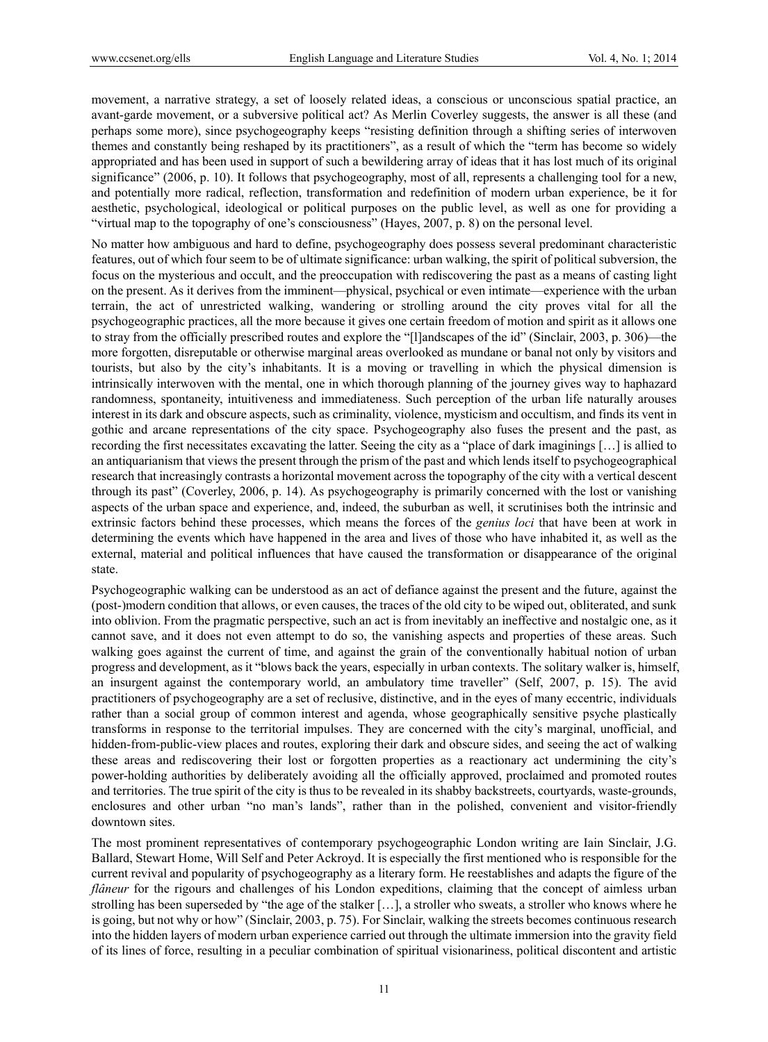movement, a narrative strategy, a set of loosely related ideas, a conscious or unconscious spatial practice, an avant-garde movement, or a subversive political act? As Merlin Coverley suggests, the answer is all these (and perhaps some more), since psychogeography keeps "resisting definition through a shifting series of interwoven themes and constantly being reshaped by its practitioners", as a result of which the "term has become so widely appropriated and has been used in support of such a bewildering array of ideas that it has lost much of its original significance" (2006, p. 10). It follows that psychogeography, most of all, represents a challenging tool for a new, and potentially more radical, reflection, transformation and redefinition of modern urban experience, be it for aesthetic, psychological, ideological or political purposes on the public level, as well as one for providing a "virtual map to the topography of one's consciousness" (Hayes, 2007, p. 8) on the personal level.

No matter how ambiguous and hard to define, psychogeography does possess several predominant characteristic features, out of which four seem to be of ultimate significance: urban walking, the spirit of political subversion, the focus on the mysterious and occult, and the preoccupation with rediscovering the past as a means of casting light on the present. As it derives from the imminent—physical, psychical or even intimate—experience with the urban terrain, the act of unrestricted walking, wandering or strolling around the city proves vital for all the psychogeographic practices, all the more because it gives one certain freedom of motion and spirit as it allows one to stray from the officially prescribed routes and explore the "[l]andscapes of the id" (Sinclair, 2003, p. 306)—the more forgotten, disreputable or otherwise marginal areas overlooked as mundane or banal not only by visitors and tourists, but also by the city's inhabitants. It is a moving or travelling in which the physical dimension is intrinsically interwoven with the mental, one in which thorough planning of the journey gives way to haphazard randomness, spontaneity, intuitiveness and immediateness. Such perception of the urban life naturally arouses interest in its dark and obscure aspects, such as criminality, violence, mysticism and occultism, and finds its vent in gothic and arcane representations of the city space. Psychogeography also fuses the present and the past, as recording the first necessitates excavating the latter. Seeing the city as a "place of dark imaginings […] is allied to an antiquarianism that views the present through the prism of the past and which lends itself to psychogeographical research that increasingly contrasts a horizontal movement across the topography of the city with a vertical descent through its past" (Coverley, 2006, p. 14). As psychogeography is primarily concerned with the lost or vanishing aspects of the urban space and experience, and, indeed, the suburban as well, it scrutinises both the intrinsic and extrinsic factors behind these processes, which means the forces of the *genius loci* that have been at work in determining the events which have happened in the area and lives of those who have inhabited it, as well as the external, material and political influences that have caused the transformation or disappearance of the original state.

Psychogeographic walking can be understood as an act of defiance against the present and the future, against the (post-)modern condition that allows, or even causes, the traces of the old city to be wiped out, obliterated, and sunk into oblivion. From the pragmatic perspective, such an act is from inevitably an ineffective and nostalgic one, as it cannot save, and it does not even attempt to do so, the vanishing aspects and properties of these areas. Such walking goes against the current of time, and against the grain of the conventionally habitual notion of urban progress and development, as it "blows back the years, especially in urban contexts. The solitary walker is, himself, an insurgent against the contemporary world, an ambulatory time traveller" (Self, 2007, p. 15). The avid practitioners of psychogeography are a set of reclusive, distinctive, and in the eyes of many eccentric, individuals rather than a social group of common interest and agenda, whose geographically sensitive psyche plastically transforms in response to the territorial impulses. They are concerned with the city's marginal, unofficial, and hidden-from-public-view places and routes, exploring their dark and obscure sides, and seeing the act of walking these areas and rediscovering their lost or forgotten properties as a reactionary act undermining the city's power-holding authorities by deliberately avoiding all the officially approved, proclaimed and promoted routes and territories. The true spirit of the city is thus to be revealed in its shabby backstreets, courtyards, waste-grounds, enclosures and other urban "no man's lands", rather than in the polished, convenient and visitor-friendly downtown sites.

The most prominent representatives of contemporary psychogeographic London writing are Iain Sinclair, J.G. Ballard, Stewart Home, Will Self and Peter Ackroyd. It is especially the first mentioned who is responsible for the current revival and popularity of psychogeography as a literary form. He reestablishes and adapts the figure of the *flâneur* for the rigours and challenges of his London expeditions, claiming that the concept of aimless urban strolling has been superseded by "the age of the stalker […], a stroller who sweats, a stroller who knows where he is going, but not why or how" (Sinclair, 2003, p. 75). For Sinclair, walking the streets becomes continuous research into the hidden layers of modern urban experience carried out through the ultimate immersion into the gravity field of its lines of force, resulting in a peculiar combination of spiritual visionariness, political discontent and artistic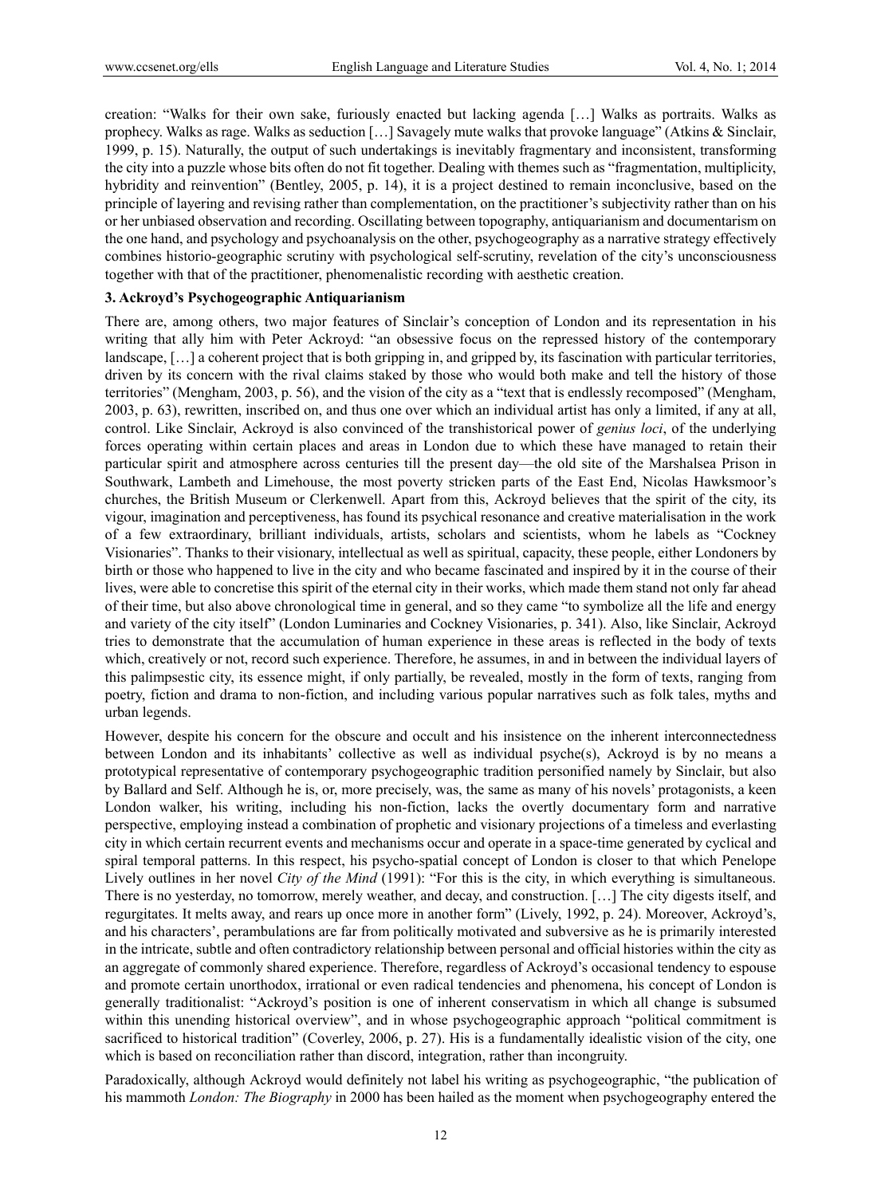creation: "Walks for their own sake, furiously enacted but lacking agenda […] Walks as portraits. Walks as prophecy. Walks as rage. Walks as seduction […] Savagely mute walks that provoke language" (Atkins & Sinclair, 1999, p. 15). Naturally, the output of such undertakings is inevitably fragmentary and inconsistent, transforming the city into a puzzle whose bits often do not fit together. Dealing with themes such as "fragmentation, multiplicity, hybridity and reinvention" (Bentley, 2005, p. 14), it is a project destined to remain inconclusive, based on the principle of layering and revising rather than complementation, on the practitioner's subjectivity rather than on his or her unbiased observation and recording. Oscillating between topography, antiquarianism and documentarism on the one hand, and psychology and psychoanalysis on the other, psychogeography as a narrative strategy effectively combines historio-geographic scrutiny with psychological self-scrutiny, revelation of the city's unconsciousness together with that of the practitioner, phenomenalistic recording with aesthetic creation.

### 3. Ackroyd's Psychogeographic Antiquarianism

There are, among others, two major features of Sinclair's conception of London and its representation in his writing that ally him with Peter Ackroyd: "an obsessive focus on the repressed history of the contemporary landscape, […] a coherent project that is both gripping in, and gripped by, its fascination with particular territories, driven by its concern with the rival claims staked by those who would both make and tell the history of those territories" (Mengham, 2003, p. 56), and the vision of the city as a "text that is endlessly recomposed" (Mengham, 2003, p. 63), rewritten, inscribed on, and thus one over which an individual artist has only a limited, if any at all, control. Like Sinclair, Ackroyd is also convinced of the transhistorical power of *genius loci*, of the underlying forces operating within certain places and areas in London due to which these have managed to retain their particular spirit and atmosphere across centuries till the present day—the old site of the Marshalsea Prison in Southwark, Lambeth and Limehouse, the most poverty stricken parts of the East End, Nicolas Hawksmoor's churches, the British Museum or Clerkenwell. Apart from this, Ackroyd believes that the spirit of the city, its vigour, imagination and perceptiveness, has found its psychical resonance and creative materialisation in the work of a few extraordinary, brilliant individuals, artists, scholars and scientists, whom he labels as "Cockney Visionaries". Thanks to their visionary, intellectual as well as spiritual, capacity, these people, either Londoners by birth or those who happened to live in the city and who became fascinated and inspired by it in the course of their lives, were able to concretise this spirit of the eternal city in their works, which made them stand not only far ahead of their time, but also above chronological time in general, and so they came "to symbolize all the life and energy and variety of the city itself" (London Luminaries and Cockney Visionaries, p. 341). Also, like Sinclair, Ackroyd tries to demonstrate that the accumulation of human experience in these areas is reflected in the body of texts which, creatively or not, record such experience. Therefore, he assumes, in and in between the individual layers of this palimpsestic city, its essence might, if only partially, be revealed, mostly in the form of texts, ranging from poetry, fiction and drama to non-fiction, and including various popular narratives such as folk tales, myths and urban legends.

However, despite his concern for the obscure and occult and his insistence on the inherent interconnectedness between London and its inhabitants' collective as well as individual psyche(s), Ackroyd is by no means a prototypical representative of contemporary psychogeographic tradition personified namely by Sinclair, but also by Ballard and Self. Although he is, or, more precisely, was, the same as many of his novels' protagonists, a keen London walker, his writing, including his non-fiction, lacks the overtly documentary form and narrative perspective, employing instead a combination of prophetic and visionary projections of a timeless and everlasting city in which certain recurrent events and mechanisms occur and operate in a space-time generated by cyclical and spiral temporal patterns. In this respect, his psycho-spatial concept of London is closer to that which Penelope Lively outlines in her novel *City of the Mind* (1991): "For this is the city, in which everything is simultaneous. There is no yesterday, no tomorrow, merely weather, and decay, and construction. […] The city digests itself, and regurgitates. It melts away, and rears up once more in another form" (Lively, 1992, p. 24). Moreover, Ackroyd's, and his characters', perambulations are far from politically motivated and subversive as he is primarily interested in the intricate, subtle and often contradictory relationship between personal and official histories within the city as an aggregate of commonly shared experience. Therefore, regardless of Ackroyd's occasional tendency to espouse and promote certain unorthodox, irrational or even radical tendencies and phenomena, his concept of London is generally traditionalist: "Ackroyd's position is one of inherent conservatism in which all change is subsumed within this unending historical overview", and in whose psychogeographic approach "political commitment is sacrificed to historical tradition" (Coverley, 2006, p. 27). His is a fundamentally idealistic vision of the city, one which is based on reconciliation rather than discord, integration, rather than incongruity.

Paradoxically, although Ackroyd would definitely not label his writing as psychogeographic, "the publication of his mammoth *London: The Biography* in 2000 has been hailed as the moment when psychogeography entered the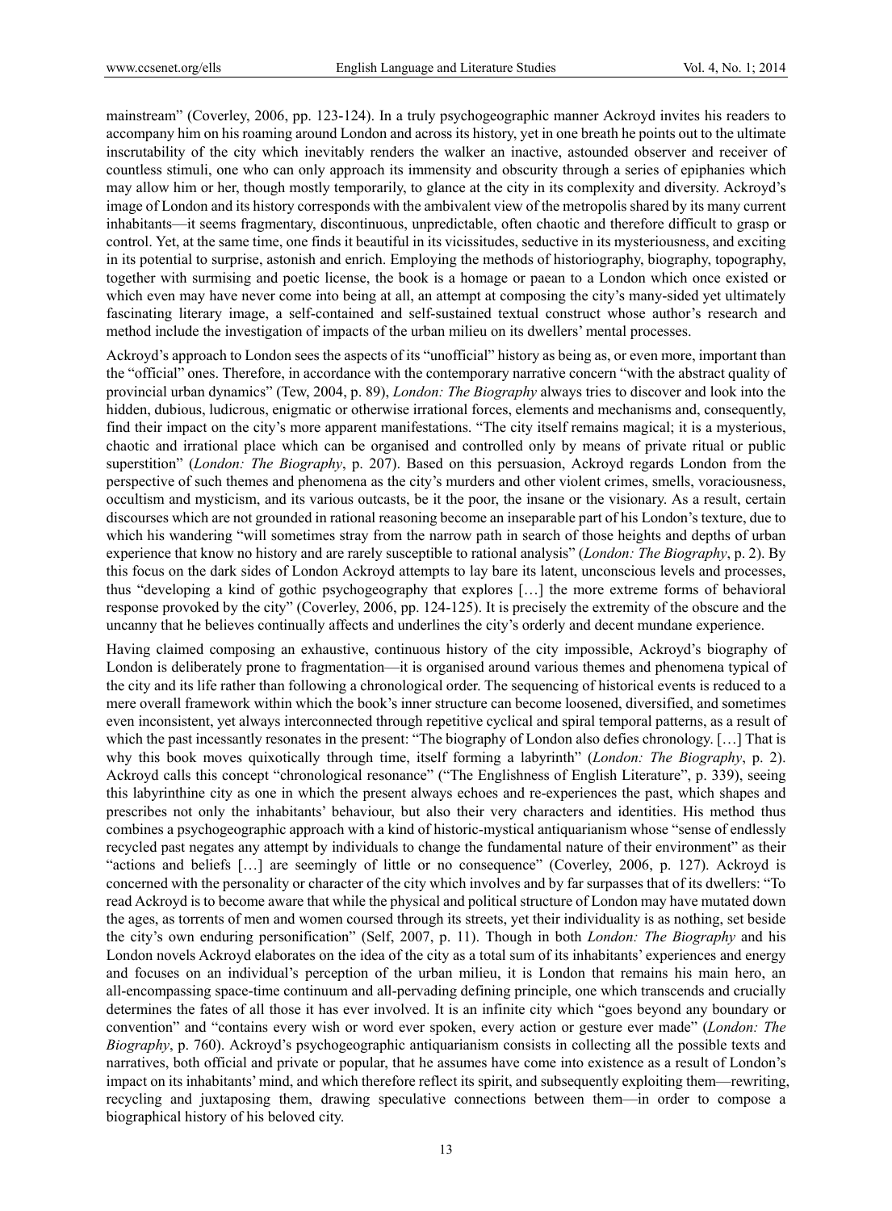mainstream" (Coverley, 2006, pp. 123-124). In a truly psychogeographic manner Ackroyd invites his readers to accompany him on his roaming around London and across its history, yet in one breath he points out to the ultimate inscrutability of the city which inevitably renders the walker an inactive, astounded observer and receiver of countless stimuli, one who can only approach its immensity and obscurity through a series of epiphanies which may allow him or her, though mostly temporarily, to glance at the city in its complexity and diversity. Ackroyd's image of London and its history corresponds with the ambivalent view of the metropolis shared by its many current inhabitants—it seems fragmentary, discontinuous, unpredictable, often chaotic and therefore difficult to grasp or control. Yet, at the same time, one finds it beautiful in its vicissitudes, seductive in its mysteriousness, and exciting in its potential to surprise, astonish and enrich. Employing the methods of historiography, biography, topography, together with surmising and poetic license, the book is a homage or paean to a London which once existed or which even may have never come into being at all, an attempt at composing the city's many-sided yet ultimately fascinating literary image, a self-contained and self-sustained textual construct whose author's research and method include the investigation of impacts of the urban milieu on its dwellers' mental processes.

Ackroyd's approach to London sees the aspects of its "unofficial" history as being as, or even more, important than the "official" ones. Therefore, in accordance with the contemporary narrative concern "with the abstract quality of provincial urban dynamics" (Tew, 2004, p. 89), *London: The Biography* always tries to discover and look into the hidden, dubious, ludicrous, enigmatic or otherwise irrational forces, elements and mechanisms and, consequently, find their impact on the city's more apparent manifestations. "The city itself remains magical; it is a mysterious, chaotic and irrational place which can be organised and controlled only by means of private ritual or public superstition" (*London: The Biography*, p. 207). Based on this persuasion, Ackroyd regards London from the perspective of such themes and phenomena as the city's murders and other violent crimes, smells, voraciousness, occultism and mysticism, and its various outcasts, be it the poor, the insane or the visionary. As a result, certain discourses which are not grounded in rational reasoning become an inseparable part of his London's texture, due to which his wandering "will sometimes stray from the narrow path in search of those heights and depths of urban experience that know no history and are rarely susceptible to rational analysis" (*London: The Biography*, p. 2). By this focus on the dark sides of London Ackroyd attempts to lay bare its latent, unconscious levels and processes, thus "developing a kind of gothic psychogeography that explores […] the more extreme forms of behavioral response provoked by the city" (Coverley, 2006, pp. 124-125). It is precisely the extremity of the obscure and the uncanny that he believes continually affects and underlines the city's orderly and decent mundane experience.

Having claimed composing an exhaustive, continuous history of the city impossible, Ackroyd's biography of London is deliberately prone to fragmentation—it is organised around various themes and phenomena typical of the city and its life rather than following a chronological order. The sequencing of historical events is reduced to a mere overall framework within which the book's inner structure can become loosened, diversified, and sometimes even inconsistent, yet always interconnected through repetitive cyclical and spiral temporal patterns, as a result of which the past incessantly resonates in the present: "The biography of London also defies chronology. […] That is why this book moves quixotically through time, itself forming a labyrinth" (*London: The Biography*, p. 2). Ackroyd calls this concept "chronological resonance" ("The Englishness of English Literature", p. 339), seeing this labyrinthine city as one in which the present always echoes and re-experiences the past, which shapes and prescribes not only the inhabitants' behaviour, but also their very characters and identities. His method thus combines a psychogeographic approach with a kind of historic-mystical antiquarianism whose "sense of endlessly recycled past negates any attempt by individuals to change the fundamental nature of their environment" as their "actions and beliefs […] are seemingly of little or no consequence" (Coverley, 2006, p. 127). Ackroyd is concerned with the personality or character of the city which involves and by far surpasses that of its dwellers: "To read Ackroyd is to become aware that while the physical and political structure of London may have mutated down the ages, as torrents of men and women coursed through its streets, yet their individuality is as nothing, set beside the city's own enduring personification" (Self, 2007, p. 11). Though in both *London: The Biography* and his London novels Ackroyd elaborates on the idea of the city as a total sum of its inhabitants' experiences and energy and focuses on an individual's perception of the urban milieu, it is London that remains his main hero, an all-encompassing space-time continuum and all-pervading defining principle, one which transcends and crucially determines the fates of all those it has ever involved. It is an infinite city which "goes beyond any boundary or convention" and "contains every wish or word ever spoken, every action or gesture ever made" (*London: The Biography*, p. 760). Ackroyd's psychogeographic antiquarianism consists in collecting all the possible texts and narratives, both official and private or popular, that he assumes have come into existence as a result of London's impact on its inhabitants' mind, and which therefore reflect its spirit, and subsequently exploiting them—rewriting, recycling and juxtaposing them, drawing speculative connections between them—in order to compose a biographical history of his beloved city.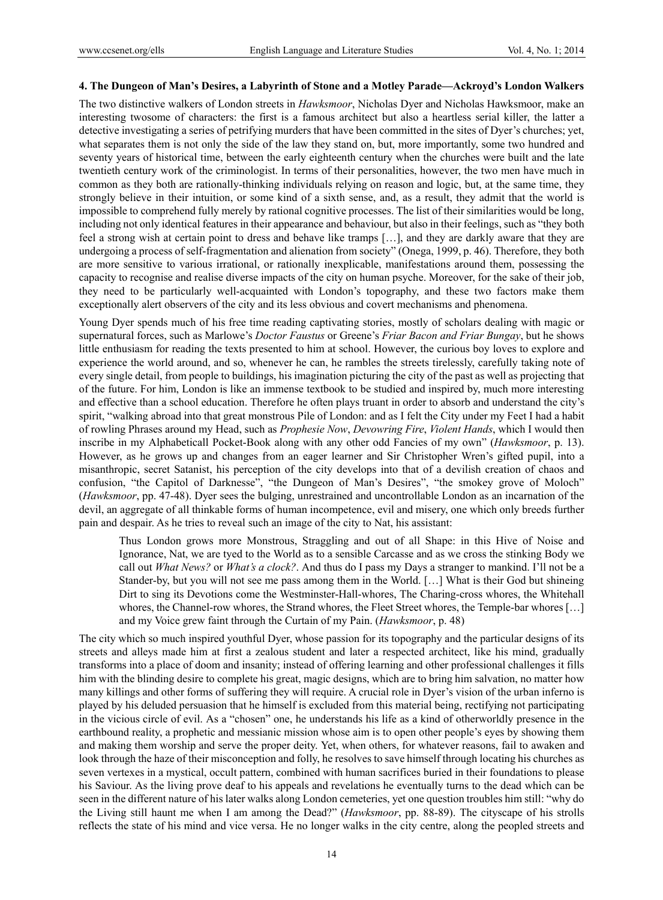**4. The Dungeon of Man's Desires, a Labyrinth of Stone and a Motley Parade—Ackroyd's London Walkers**

The two distinctive walkers of London streets in *Hawksmoor*, Nicholas Dyer and Nicholas Hawksmoor, make an interesting twosome of characters: the first is a famous architect but also a heartless serial killer, the latter a detective investigating a series of petrifying murders that have been committed in the sites of Dyer's churches; yet, what separates them is not only the side of the law they stand on, but, more importantly, some two hundred and seventy years of historical time, between the early eighteenth century when the churches were built and the late twentieth century work of the criminologist. In terms of their personalities, however, the two men have much in common as they both are rationally-thinking individuals relying on reason and logic, but, at the same time, they strongly believe in their intuition, or some kind of a sixth sense, and, as a result, they admit that the world is impossible to comprehend fully merely by rational cognitive processes. The list of their similarities would be long, including not only identical features in their appearance and behaviour, but also in their feelings, such as "they both feel a strong wish at certain point to dress and behave like tramps […], and they are darkly aware that they are undergoing a process of self-fragmentation and alienation from society" (Onega, 1999, p. 46). Therefore, they both are more sensitive to various irrational, or rationally inexplicable, manifestations around them, possessing the capacity to recognise and realise diverse impacts of the city on human psyche. Moreover, for the sake of their job, they need to be particularly well-acquainted with London's topography, and these two factors make them exceptionally alert observers of the city and its less obvious and covert mechanisms and phenomena.

Young Dyer spends much of his free time reading captivating stories, mostly of scholars dealing with magic or supernatural forces, such as Marlowe's *Doctor Faustus* or Greene's *Friar Bacon and Friar Bungay*, but he shows little enthusiasm for reading the texts presented to him at school. However, the curious boy loves to explore and experience the world around, and so, whenever he can, he rambles the streets tirelessly, carefully taking note of every single detail, from people to buildings, his imagination picturing the city of the past as well as projecting that of the future. For him, London is like an immense textbook to be studied and inspired by, much more interesting and effective than a school education. Therefore he often plays truant in order to absorb and understand the city's spirit, "walking abroad into that great monstrous Pile of London: and as I felt the City under my Feet I had a habit of rowling Phrases around my Head, such as *Prophesie Now*, *Devowring Fire*, *Violent Hands*, which I would then inscribe in my Alphabeticall Pocket-Book along with any other odd Fancies of my own" (*Hawksmoor*, p. 13). However, as he grows up and changes from an eager learner and Sir Christopher Wren's gifted pupil, into a misanthropic, secret Satanist, his perception of the city develops into that of a devilish creation of chaos and confusion, "the Capitol of Darknesse", "the Dungeon of Man's Desires", "the smokey grove of Moloch" (*Hawksmoor*, pp. 47-48). Dyer sees the bulging, unrestrained and uncontrollable London as an incarnation of the devil, an aggregate of all thinkable forms of human incompetence, evil and misery, one which only breeds further pain and despair. As he tries to reveal such an image of the city to Nat, his assistant:

> Thus London grows more Monstrous, Straggling and out of all Shape: in this Hive of Noise and Ignorance, Nat, we are tyed to the World as to a sensible Carcasse and as we cross the stinking Body we call out *What News?* or *What's a clock?*. And thus do I pass my Days a stranger to mankind. I'll not be a Stander-by, but you will not see me pass among them in the World. […] What is their God but shineing Dirt to sing its Devotions come the Westminster-Hall-whores, The Charing-cross whores, the Whitehall whores, the Channel-row whores, the Strand whores, the Fleet Street whores, the Temple-bar whores […] and my Voice grew faint through the Curtain of my Pain. (*Hawksmoor*, p. 48)

The city which so much inspired youthful Dyer, whose passion for its topography and the particular designs of its streets and alleys made him at first a zealous student and later a respected architect, like his mind, gradually transforms into a place of doom and insanity; instead of offering learning and other professional challenges it fills him with the blinding desire to complete his great, magic designs, which are to bring him salvation, no matter how many killings and other forms of suffering they will require. A crucial role in Dyer's vision of the urban inferno is played by his deluded persuasion that he himself is excluded from this material being, rectifying not participating in the vicious circle of evil. As a "chosen" one, he understands his life as a kind of otherworldly presence in the earthbound reality, a prophetic and messianic mission whose aim is to open other people's eyes by showing them and making them worship and serve the proper deity. Yet, when others, for whatever reasons, fail to awaken and look through the haze of their misconception and folly, he resolves to save himself through locating his churches as seven vertexes in a mystical, occult pattern, combined with human sacrifices buried in their foundations to please his Saviour. As the living prove deaf to his appeals and revelations he eventually turns to the dead which can be seen in the different nature of his later walks along London cemeteries, yet one question troubles him still: "why do the Living still haunt me when I am among the Dead?" (*Hawksmoor*, pp. 88-89). The cityscape of his strolls reflects the state of his mind and vice versa. He no longer walks in the city centre, along the peopled streets and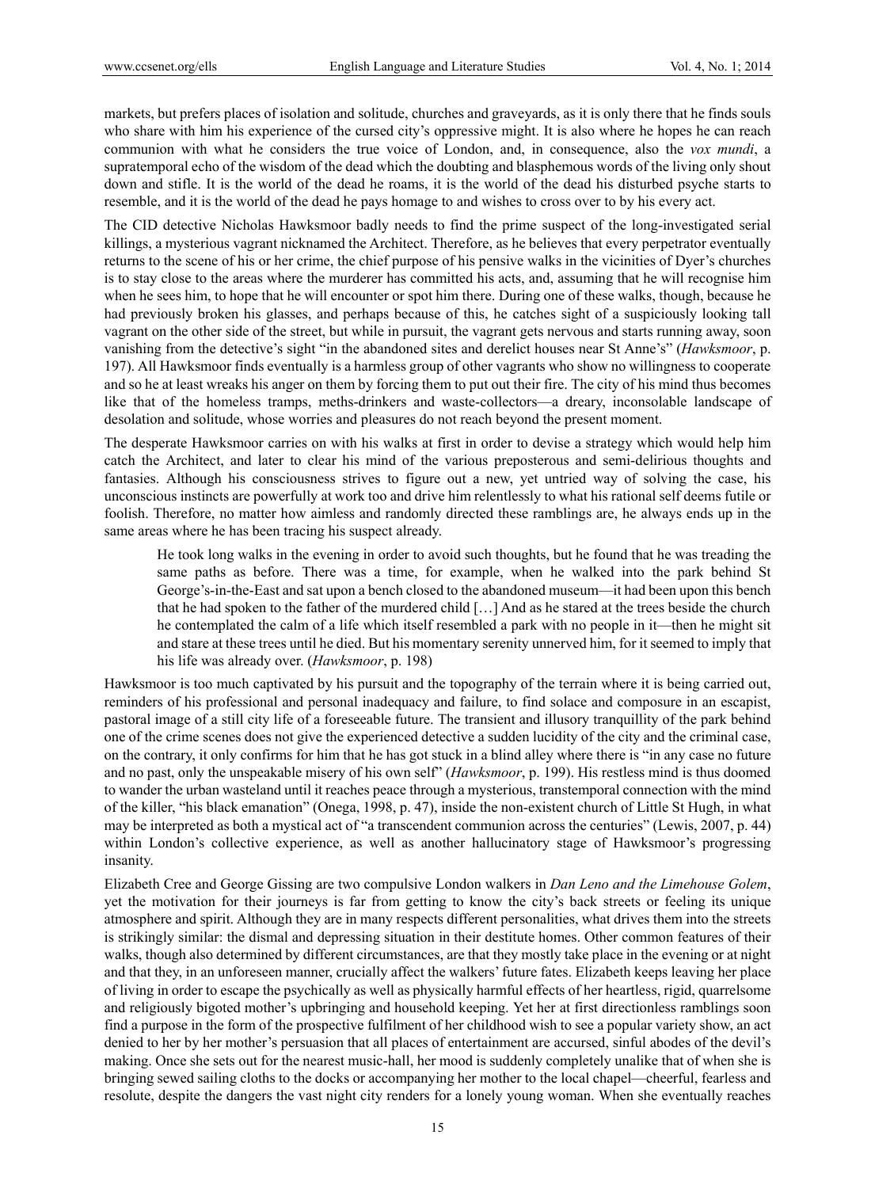markets, but prefers places of isolation and solitude, churches and graveyards, as it is only there that he finds souls who share with him his experience of the cursed city's oppressive might. It is also where he hopes he can reach communion with what he considers the true voice of London, and, in consequence, also the *vox mundi*, a supratemporal echo of the wisdom of the dead which the doubting and blasphemous words of the living only shout down and stifle. It is the world of the dead he roams, it is the world of the dead his disturbed psyche starts to resemble, and it is the world of the dead he pays homage to and wishes to cross over to by his every act.

The CID detective Nicholas Hawksmoor badly needs to find the prime suspect of the long-investigated serial killings, a mysterious vagrant nicknamed the Architect. Therefore, as he believes that every perpetrator eventually returns to the scene of his or her crime, the chief purpose of his pensive walks in the vicinities of Dyer's churches is to stay close to the areas where the murderer has committed his acts, and, assuming that he will recognise him when he sees him, to hope that he will encounter or spot him there. During one of these walks, though, because he had previously broken his glasses, and perhaps because of this, he catches sight of a suspiciously looking tall vagrant on the other side of the street, but while in pursuit, the vagrant gets nervous and starts running away, soon vanishing from the detective's sight "in the abandoned sites and derelict houses near St Anne's" (*Hawksmoor*, p. 197). All Hawksmoor finds eventually is a harmless group of other vagrants who show no willingness to cooperate and so he at least wreaks his anger on them by forcing them to put out their fire. The city of his mind thus becomes like that of the homeless tramps, meths-drinkers and waste-collectors—a dreary, inconsolable landscape of desolation and solitude, whose worries and pleasures do not reach beyond the present moment.

The desperate Hawksmoor carries on with his walks at first in order to devise a strategy which would help him catch the Architect, and later to clear his mind of the various preposterous and semi-delirious thoughts and fantasies. Although his consciousness strives to figure out a new, yet untried way of solving the case, his unconscious instincts are powerfully at work too and drive him relentlessly to what his rational self deems futile or foolish. Therefore, no matter how aimless and randomly directed these ramblings are, he always ends up in the same areas where he has been tracing his suspect already.

> He took long walks in the evening in order to avoid such thoughts, but he found that he was treading the same paths as before. There was a time, for example, when he walked into the park behind St George's-in-the-East and sat upon a bench closed to the abandoned museum—it had been upon this bench that he had spoken to the father of the murdered child […] And as he stared at the trees beside the church he contemplated the calm of a life which itself resembled a park with no people in it—then he might sit and stare at these trees until he died. But his momentary serenity unnerved him, for it seemed to imply that his life was already over. (*Hawksmoor*, p. 198)

Hawksmoor is too much captivated by his pursuit and the topography of the terrain where it is being carried out, reminders of his professional and personal inadequacy and failure, to find solace and composure in an escapist, pastoral image of a still city life of a foreseeable future. The transient and illusory tranquillity of the park behind one of the crime scenes does not give the experienced detective a sudden lucidity of the city and the criminal case, on the contrary, it only confirms for him that he has got stuck in a blind alley where there is "in any case no future and no past, only the unspeakable misery of his own self" (*Hawksmoor*, p. 199). His restless mind is thus doomed to wander the urban wasteland until it reaches peace through a mysterious, transtemporal connection with the mind of the killer, "his black emanation" (Onega, 1998, p. 47), inside the non-existent church of Little St Hugh, in what may be interpreted as both a mystical act of "a transcendent communion across the centuries" (Lewis, 2007, p. 44) within London's collective experience, as well as another hallucinatory stage of Hawksmoor's progressing insanity.

Elizabeth Cree and George Gissing are two compulsive London walkers in *Dan Leno and the Limehouse Golem*, yet the motivation for their journeys is far from getting to know the city's back streets or feeling its unique atmosphere and spirit. Although they are in many respects different personalities, what drives them into the streets is strikingly similar: the dismal and depressing situation in their destitute homes. Other common features of their walks, though also determined by different circumstances, are that they mostly take place in the evening or at night and that they, in an unforeseen manner, crucially affect the walkers' future fates. Elizabeth keeps leaving her place of living in order to escape the psychically as well as physically harmful effects of her heartless, rigid, quarrelsome and religiously bigoted mother's upbringing and household keeping. Yet her at first directionless ramblings soon find a purpose in the form of the prospective fulfilment of her childhood wish to see a popular variety show, an act denied to her by her mother's persuasion that all places of entertainment are accursed, sinful abodes of the devil's making. Once she sets out for the nearest music-hall, her mood is suddenly completely unalike that of when she is bringing sewed sailing cloths to the docks or accompanying her mother to the local chapel—cheerful, fearless and resolute, despite the dangers the vast night city renders for a lonely young woman. When she eventually reaches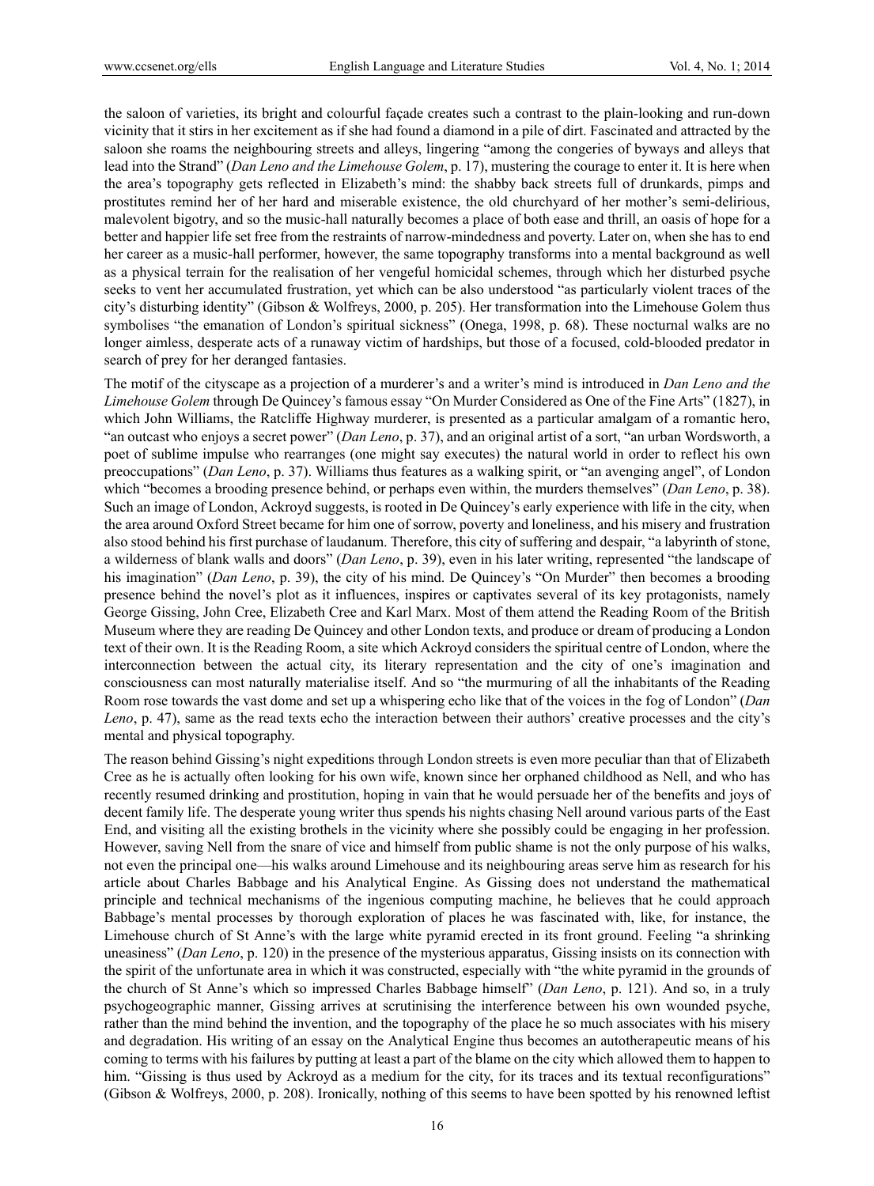the saloon of varieties, its bright and colourful façade creates such a contrast to the plain-looking and run-down vicinity that it stirs in her excitement as if she had found a diamond in a pile of dirt. Fascinated and attracted by the saloon she roams the neighbouring streets and alleys, lingering "among the congeries of byways and alleys that lead into the Strand" (*Dan Leno and the Limehouse Golem*, p. 17), mustering the courage to enter it. It is here when the area's topography gets reflected in Elizabeth's mind: the shabby back streets full of drunkards, pimps and prostitutes remind her of her hard and miserable existence, the old churchyard of her mother's semi-delirious, malevolent bigotry, and so the music-hall naturally becomes a place of both ease and thrill, an oasis of hope for a better and happier life set free from the restraints of narrow-mindedness and poverty. Later on, when she has to end her career as a music-hall performer, however, the same topography transforms into a mental background as well as a physical terrain for the realisation of her vengeful homicidal schemes, through which her disturbed psyche seeks to vent her accumulated frustration, yet which can be also understood "as particularly violent traces of the city's disturbing identity" (Gibson & Wolfreys, 2000, p. 205). Her transformation into the Limehouse Golem thus symbolises "the emanation of London's spiritual sickness" (Onega, 1998, p. 68). These nocturnal walks are no longer aimless, desperate acts of a runaway victim of hardships, but those of a focused, cold-blooded predator in search of prey for her deranged fantasies.

The motif of the cityscape as a projection of a murderer's and a writer's mind is introduced in *Dan Leno and the Limehouse Golem* through De Quincey's famous essay "On Murder Considered as One of the Fine Arts" (1827), in which John Williams, the Ratcliffe Highway murderer, is presented as a particular amalgam of a romantic hero, "an outcast who enjoys a secret power" (*Dan Leno*, p. 37), and an original artist of a sort, "an urban Wordsworth, a poet of sublime impulse who rearranges (one might say executes) the natural world in order to reflect his own preoccupations" (*Dan Leno*, p. 37). Williams thus features as a walking spirit, or "an avenging angel", of London which "becomes a brooding presence behind, or perhaps even within, the murders themselves" (*Dan Leno*, p. 38). Such an image of London, Ackroyd suggests, is rooted in De Quincey's early experience with life in the city, when the area around Oxford Street became for him one of sorrow, poverty and loneliness, and his misery and frustration also stood behind his first purchase of laudanum. Therefore, this city of suffering and despair, "a labyrinth of stone, a wilderness of blank walls and doors" (*Dan Leno*, p. 39), even in his later writing, represented "the landscape of his imagination" (*Dan Leno*, p. 39), the city of his mind. De Quincey's "On Murder" then becomes a brooding presence behind the novel's plot as it influences, inspires or captivates several of its key protagonists, namely George Gissing, John Cree, Elizabeth Cree and Karl Marx. Most of them attend the Reading Room of the British Museum where they are reading De Quincey and other London texts, and produce or dream of producing a London text of their own. It is the Reading Room, a site which Ackroyd considers the spiritual centre of London, where the interconnection between the actual city, its literary representation and the city of one's imagination and consciousness can most naturally materialise itself. And so "the murmuring of all the inhabitants of the Reading Room rose towards the vast dome and set up a whispering echo like that of the voices in the fog of London" (*Dan Leno*, p. 47), same as the read texts echo the interaction between their authors' creative processes and the city's mental and physical topography.

The reason behind Gissing's night expeditions through London streets is even more peculiar than that of Elizabeth Cree as he is actually often looking for his own wife, known since her orphaned childhood as Nell, and who has recently resumed drinking and prostitution, hoping in vain that he would persuade her of the benefits and joys of decent family life. The desperate young writer thus spends his nights chasing Nell around various parts of the East End, and visiting all the existing brothels in the vicinity where she possibly could be engaging in her profession. However, saving Nell from the snare of vice and himself from public shame is not the only purpose of his walks, not even the principal one—his walks around Limehouse and its neighbouring areas serve him as research for his article about Charles Babbage and his Analytical Engine. As Gissing does not understand the mathematical principle and technical mechanisms of the ingenious computing machine, he believes that he could approach Babbage's mental processes by thorough exploration of places he was fascinated with, like, for instance, the Limehouse church of St Anne's with the large white pyramid erected in its front ground. Feeling "a shrinking uneasiness" (*Dan Leno*, p. 120) in the presence of the mysterious apparatus, Gissing insists on its connection with the spirit of the unfortunate area in which it was constructed, especially with "the white pyramid in the grounds of the church of St Anne's which so impressed Charles Babbage himself" (*Dan Leno*, p. 121). And so, in a truly psychogeographic manner, Gissing arrives at scrutinising the interference between his own wounded psyche, rather than the mind behind the invention, and the topography of the place he so much associates with his misery and degradation. His writing of an essay on the Analytical Engine thus becomes an autotherapeutic means of his coming to terms with his failures by putting at least a part of the blame on the city which allowed them to happen to him. "Gissing is thus used by Ackroyd as a medium for the city, for its traces and its textual reconfigurations" (Gibson & Wolfreys, 2000, p. 208). Ironically, nothing of this seems to have been spotted by his renowned leftist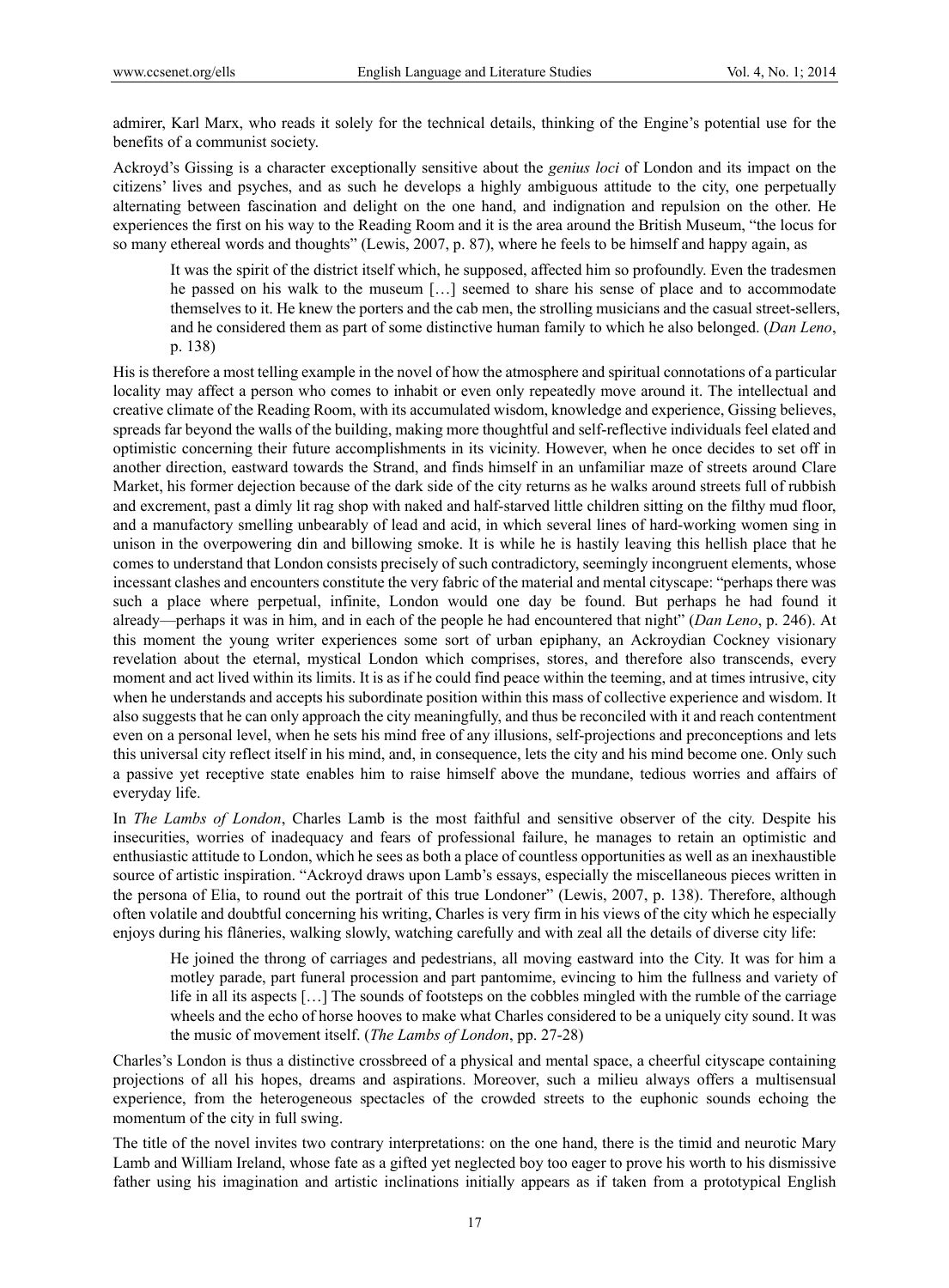admirer, Karl Marx, who reads it solely for the technical details, thinking of the Engine's potential use for the benefits of a communist society.

Ackroyd's Gissing is a character exceptionally sensitive about the *genius loci* of London and its impact on the citizens' lives and psyches, and as such he develops a highly ambiguous attitude to the city, one perpetually alternating between fascination and delight on the one hand, and indignation and repulsion on the other. He experiences the first on his way to the Reading Room and it is the area around the British Museum, "the locus for so many ethereal words and thoughts" (Lewis, 2007, p. 87), where he feels to be himself and happy again, as

> It was the spirit of the district itself which, he supposed, affected him so profoundly. Even the tradesmen he passed on his walk to the museum […] seemed to share his sense of place and to accommodate themselves to it. He knew the porters and the cab men, the strolling musicians and the casual street-sellers, and he considered them as part of some distinctive human family to which he also belonged. (*Dan Leno*, p. 138)

His is therefore a most telling example in the novel of how the atmosphere and spiritual connotations of a particular locality may affect a person who comes to inhabit or even only repeatedly move around it. The intellectual and creative climate of the Reading Room, with its accumulated wisdom, knowledge and experience, Gissing believes, spreads far beyond the walls of the building, making more thoughtful and self-reflective individuals feel elated and optimistic concerning their future accomplishments in its vicinity. However, when he once decides to set off in another direction, eastward towards the Strand, and finds himself in an unfamiliar maze of streets around Clare Market, his former dejection because of the dark side of the city returns as he walks around streets full of rubbish and excrement, past a dimly lit rag shop with naked and half-starved little children sitting on the filthy mud floor, and a manufactory smelling unbearably of lead and acid, in which several lines of hard-working women sing in unison in the overpowering din and billowing smoke. It is while he is hastily leaving this hellish place that he comes to understand that London consists precisely of such contradictory, seemingly incongruent elements, whose incessant clashes and encounters constitute the very fabric of the material and mental cityscape: "perhaps there was such a place where perpetual, infinite, London would one day be found. But perhaps he had found it already—perhaps it was in him, and in each of the people he had encountered that night" (*Dan Leno*, p. 246). At this moment the young writer experiences some sort of urban epiphany, an Ackroydian Cockney visionary revelation about the eternal, mystical London which comprises, stores, and therefore also transcends, every moment and act lived within its limits. It is as if he could find peace within the teeming, and at times intrusive, city when he understands and accepts his subordinate position within this mass of collective experience and wisdom. It also suggests that he can only approach the city meaningfully, and thus be reconciled with it and reach contentment even on a personal level, when he sets his mind free of any illusions, self-projections and preconceptions and lets this universal city reflect itself in his mind, and, in consequence, lets the city and his mind become one. Only such a passive yet receptive state enables him to raise himself above the mundane, tedious worries and affairs of everyday life.

In *The Lambs of London*, Charles Lamb is the most faithful and sensitive observer of the city. Despite his insecurities, worries of inadequacy and fears of professional failure, he manages to retain an optimistic and enthusiastic attitude to London, which he sees as both a place of countless opportunities as well as an inexhaustible source of artistic inspiration. "Ackroyd draws upon Lamb's essays, especially the miscellaneous pieces written in the persona of Elia, to round out the portrait of this true Londoner" (Lewis, 2007, p. 138). Therefore, although often volatile and doubtful concerning his writing, Charles is very firm in his views of the city which he especially enjoys during his flâneries, walking slowly, watching carefully and with zeal all the details of diverse city life:

> He joined the throng of carriages and pedestrians, all moving eastward into the City. It was for him a motley parade, part funeral procession and part pantomime, evincing to him the fullness and variety of life in all its aspects […] The sounds of footsteps on the cobbles mingled with the rumble of the carriage wheels and the echo of horse hooves to make what Charles considered to be a uniquely city sound. It was the music of movement itself. (*The Lambs of London*, pp. 27-28)

Charles's London is thus a distinctive crossbreed of a physical and mental space, a cheerful cityscape containing projections of all his hopes, dreams and aspirations. Moreover, such a milieu always offers a multisensual experience, from the heterogeneous spectacles of the crowded streets to the euphonic sounds echoing the momentum of the city in full swing.

The title of the novel invites two contrary interpretations: on the one hand, there is the timid and neurotic Mary Lamb and William Ireland, whose fate as a gifted yet neglected boy too eager to prove his worth to his dismissive father using his imagination and artistic inclinations initially appears as if taken from a prototypical English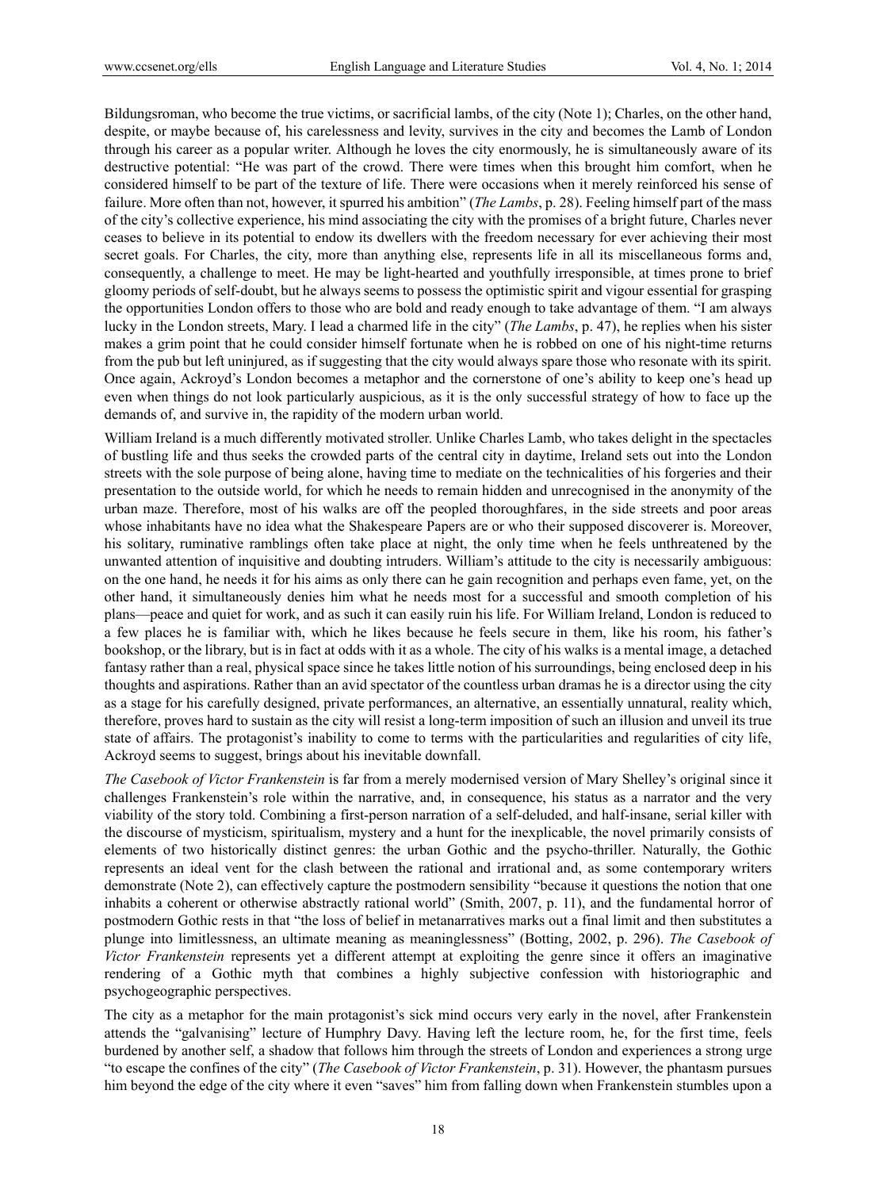Bildungsroman, who become the true victims, or sacrificial lambs, of the city (Note 1); Charles, on the other hand, despite, or maybe because of, his carelessness and levity, survives in the city and becomes the Lamb of London through his career as a popular writer. Although he loves the city enormously, he is simultaneously aware of its destructive potential: "He was part of the crowd. There were times when this brought him comfort, when he considered himself to be part of the texture of life. There were occasions when it merely reinforced his sense of failure. More often than not, however, it spurred his ambition" (*The Lambs*, p. 28). Feeling himself part of the mass of the city's collective experience, his mind associating the city with the promises of a bright future, Charles never ceases to believe in its potential to endow its dwellers with the freedom necessary for ever achieving their most secret goals. For Charles, the city, more than anything else, represents life in all its miscellaneous forms and, consequently, a challenge to meet. He may be light-hearted and youthfully irresponsible, at times prone to brief gloomy periods of self-doubt, but he always seems to possess the optimistic spirit and vigour essential for grasping the opportunities London offers to those who are bold and ready enough to take advantage of them. "I am always lucky in the London streets, Mary. I lead a charmed life in the city" (*The Lambs*, p. 47), he replies when his sister makes a grim point that he could consider himself fortunate when he is robbed on one of his night-time returns from the pub but left uninjured, as if suggesting that the city would always spare those who resonate with its spirit. Once again, Ackroyd's London becomes a metaphor and the cornerstone of one's ability to keep one's head up even when things do not look particularly auspicious, as it is the only successful strategy of how to face up the demands of, and survive in, the rapidity of the modern urban world.

William Ireland is a much differently motivated stroller. Unlike Charles Lamb, who takes delight in the spectacles of bustling life and thus seeks the crowded parts of the central city in daytime, Ireland sets out into the London streets with the sole purpose of being alone, having time to mediate on the technicalities of his forgeries and their presentation to the outside world, for which he needs to remain hidden and unrecognised in the anonymity of the urban maze. Therefore, most of his walks are off the peopled thoroughfares, in the side streets and poor areas whose inhabitants have no idea what the Shakespeare Papers are or who their supposed discoverer is. Moreover, his solitary, ruminative ramblings often take place at night, the only time when he feels unthreatened by the unwanted attention of inquisitive and doubting intruders. William's attitude to the city is necessarily ambiguous: on the one hand, he needs it for his aims as only there can he gain recognition and perhaps even fame, yet, on the other hand, it simultaneously denies him what he needs most for a successful and smooth completion of his plans—peace and quiet for work, and as such it can easily ruin his life. For William Ireland, London is reduced to a few places he is familiar with, which he likes because he feels secure in them, like his room, his father's bookshop, or the library, but is in fact at odds with it as a whole. The city of his walks is a mental image, a detached fantasy rather than a real, physical space since he takes little notion of his surroundings, being enclosed deep in his thoughts and aspirations. Rather than an avid spectator of the countless urban dramas he is a director using the city as a stage for his carefully designed, private performances, an alternative, an essentially unnatural, reality which, therefore, proves hard to sustain as the city will resist a long-term imposition of such an illusion and unveil its true state of affairs. The protagonist's inability to come to terms with the particularities and regularities of city life, Ackroyd seems to suggest, brings about his inevitable downfall.

*The Casebook of Victor Frankenstein* is far from a merely modernised version of Mary Shelley's original since it challenges Frankenstein's role within the narrative, and, in consequence, his status as a narrator and the very viability of the story told. Combining a first-person narration of a self-deluded, and half-insane, serial killer with the discourse of mysticism, spiritualism, mystery and a hunt for the inexplicable, the novel primarily consists of elements of two historically distinct genres: the urban Gothic and the psycho-thriller. Naturally, the Gothic represents an ideal vent for the clash between the rational and irrational and, as some contemporary writers demonstrate (Note 2), can effectively capture the postmodern sensibility "because it questions the notion that one inhabits a coherent or otherwise abstractly rational world" (Smith, 2007, p. 11), and the fundamental horror of postmodern Gothic rests in that "the loss of belief in metanarratives marks out a final limit and then substitutes a plunge into limitlessness, an ultimate meaning as meaninglessness" (Botting, 2002, p. 296). *The Casebook of Victor Frankenstein* represents yet a different attempt at exploiting the genre since it offers an imaginative rendering of a Gothic myth that combines a highly subjective confession with historiographic and psychogeographic perspectives.

The city as a metaphor for the main protagonist's sick mind occurs very early in the novel, after Frankenstein attends the "galvanising" lecture of Humphry Davy. Having left the lecture room, he, for the first time, feels burdened by another self, a shadow that follows him through the streets of London and experiences a strong urge "to escape the confines of the city" (*The Casebook of Victor Frankenstein*, p. 31). However, the phantasm pursues him beyond the edge of the city where it even "saves" him from falling down when Frankenstein stumbles upon a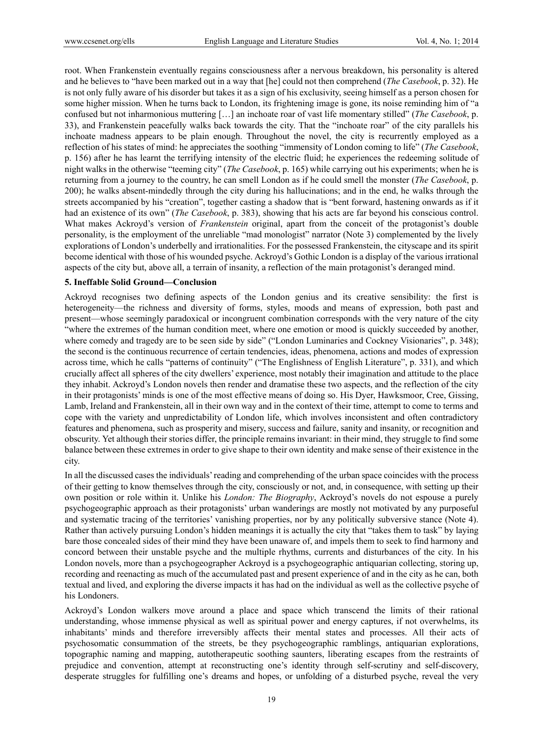root. When Frankenstein eventually regains consciousness after a nervous breakdown, his personality is altered and he believes to "have been marked out in a way that [he] could not then comprehend (*The Casebook*, p. 32). He is not only fully aware of his disorder but takes it as a sign of his exclusivity, seeing himself as a person chosen for some higher mission. When he turns back to London, its frightening image is gone, its noise reminding him of "a confused but not inharmonious muttering […] an inchoate roar of vast life momentary stilled" (*The Casebook*, p. 33), and Frankenstein peacefully walks back towards the city. That the "inchoate roar" of the city parallels his inchoate madness appears to be plain enough. Throughout the novel, the city is recurrently employed as a reflection of his states of mind: he appreciates the soothing "immensity of London coming to life" (*The Casebook*, p. 156) after he has learnt the terrifying intensity of the electric fluid; he experiences the redeeming solitude of night walks in the otherwise "teeming city" (*The Casebook*, p. 165) while carrying out his experiments; when he is returning from a journey to the country, he can smell London as if he could smell the monster (*The Casebook*, p. 200); he walks absent-mindedly through the city during his hallucinations; and in the end, he walks through the streets accompanied by his "creation", together casting a shadow that is "bent forward, hastening onwards as if it had an existence of its own" (*The Casebook*, p. 383), showing that his acts are far beyond his conscious control. What makes Ackroyd's version of *Frankenstein* original, apart from the conceit of the protagonist's double personality, is the employment of the unreliable "mad monologist" narrator (Note 3) complemented by the lively explorations of London's underbelly and irrationalities. For the possessed Frankenstein, the cityscape and its spirit become identical with those of his wounded psyche. Ackroyd's Gothic London is a display of the various irrational aspects of the city but, above all, a terrain of insanity, a reflection of the main protagonist's deranged mind.

## 5. Ineffable Solid Ground—Conclusion

Ackroyd recognises two defining aspects of the London genius and its creative sensibility: the first is heterogeneity—the richness and diversity of forms, styles, moods and means of expression, both past and present—whose seemingly paradoxical or incongruent combination corresponds with the very nature of the city "where the extremes of the human condition meet, where one emotion or mood is quickly succeeded by another, where comedy and tragedy are to be seen side by side" ("London Luminaries and Cockney Visionaries", p. 348); the second is the continuous recurrence of certain tendencies, ideas, phenomena, actions and modes of expression across time, which he calls "patterns of continuity" ("The Englishness of English Literature", p. 331), and which crucially affect all spheres of the city dwellers' experience, most notably their imagination and attitude to the place they inhabit. Ackroyd's London novels then render and dramatise these two aspects, and the reflection of the city in their protagonists' minds is one of the most effective means of doing so. His Dyer, Hawksmoor, Cree, Gissing, Lamb, Ireland and Frankenstein, all in their own way and in the context of their time, attempt to come to terms and cope with the variety and unpredictability of London life, which involves inconsistent and often contradictory features and phenomena, such as prosperity and misery, success and failure, sanity and insanity, or recognition and obscurity. Yet although their stories differ, the principle remains invariant: in their mind, they struggle to find some balance between these extremes in order to give shape to their own identity and make sense of their existence in the city.

In all the discussed cases the individuals' reading and comprehending of the urban space coincides with the process of their getting to know themselves through the city, consciously or not, and, in consequence, with setting up their own position or role within it. Unlike his *London: The Biography*, Ackroyd's novels do not espouse a purely psychogeographic approach as their protagonists' urban wanderings are mostly not motivated by any purposeful and systematic tracing of the territories' vanishing properties, nor by any politically subversive stance (Note 4). Rather than actively pursuing London's hidden meanings it is actually the city that "takes them to task" by laying bare those concealed sides of their mind they have been unaware of, and impels them to seek to find harmony and concord between their unstable psyche and the multiple rhythms, currents and disturbances of the city. In his London novels, more than a psychogeographer Ackroyd is a psychogeographic antiquarian collecting, storing up, recording and reenacting as much of the accumulated past and present experience of and in the city as he can, both textual and lived, and exploring the diverse impacts it has had on the individual as well as the collective psyche of his Londoners.

Ackroyd's London walkers move around a place and space which transcend the limits of their rational understanding, whose immense physical as well as spiritual power and energy captures, if not overwhelms, its inhabitants' minds and therefore irreversibly affects their mental states and processes. All their acts of psychosomatic consummation of the streets, be they psychogeographic ramblings, antiquarian explorations, topographic naming and mapping, autotherapeutic soothing saunters, liberating escapes from the restraints of prejudice and convention, attempt at reconstructing one's identity through self-scrutiny and self-discovery, desperate struggles for fulfilling one's dreams and hopes, or unfolding of a disturbed psyche, reveal the very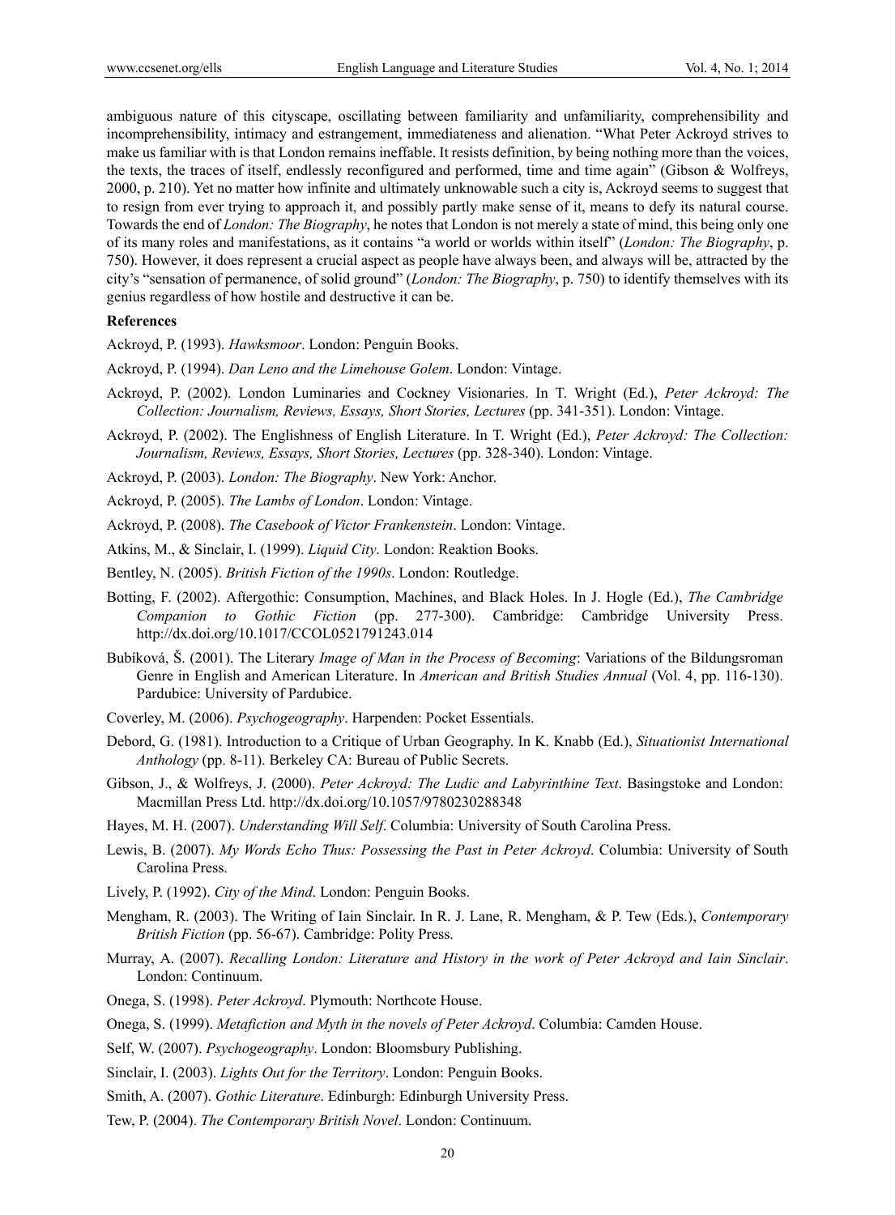ambiguous nature of this cityscape, oscillating between familiarity and unfamiliarity, comprehensibility and incomprehensibility, intimacy and estrangement, immediateness and alienation. "What Peter Ackroyd strives to make us familiar with is that London remains ineffable. It resists definition, by being nothing more than the voices, the texts, the traces of itself, endlessly reconfigured and performed, time and time again" (Gibson & Wolfreys, 2000, p. 210). Yet no matter how infinite and ultimately unknowable such a city is, Ackroyd seems to suggest that to resign from ever trying to approach it, and possibly partly make sense of it, means to defy its natural course. Towards the end of *London: The Biography*, he notes that London is not merely a state of mind, this being only one of its many roles and manifestations, as it contains "a world or worlds within itself" (*London: The Biography*, p. 750). However, it does represent a crucial aspect as people have always been, and always will be, attracted by the city's "sensation of permanence, of solid ground" (*London: The Biography*, p. 750) to identify themselves with its genius regardless of how hostile and destructive it can be.

## References

Ackroyd, P. (1993). *Hawksmoor*. London: Penguin Books.

Ackroyd, P. (1994). *Dan Leno and the Limehouse Golem*. London: Vintage.

Ackroyd, P. (2002). London Luminaries and Cockney Visionaries. In T. Wright (Ed.), *Peter Ackroyd: The Collection: Journalism, Reviews, Essays, Short Stories, Lectures* (pp. 341-351). London: Vintage.

Ackroyd, P. (2002). The Englishness of English Literature. In T. Wright (Ed.), *Peter Ackroyd: The Collection: Journalism, Reviews, Essays, Short Stories, Lectures* (pp. 328-340). London: Vintage.

Ackroyd, P. (2003). *London: The Biography*. New York: Anchor.

Ackroyd, P. (2005). *The Lambs of London*. London: Vintage.

Ackroyd, P. (2008). *The Casebook of Victor Frankenstein*. London: Vintage.

Atkins, M., & Sinclair, I. (1999). *Liquid City*. London: Reaktion Books.

Bentley, N. (2005). *British Fiction of the 1990s*. London: Routledge.

Botting, F. (2002). Aftergothic: Consumption, Machines, and Black Holes. In J. Hogle (Ed.), *The Cambridge Companion to Gothic Fiction* (pp. 277-300). Cambridge: Cambridge University Press. http://dx.doi.org/10.1017/CCOL0521791243.014

Bubíková, Š. (2001). The Literary *Image of Man in the Process of Becoming*: Variations of the Bildungsroman Genre in English and American Literature. In *American and British Studies Annual* (Vol. 4, pp. 116-130). Pardubice: University of Pardubice.

Coverley, M. (2006). *Psychogeography*. Harpenden: Pocket Essentials.

Debord, G. (1981). Introduction to a Critique of Urban Geography. In K. Knabb (Ed.), *Situationist International Anthology* (pp. 8-11). Berkeley CA: Bureau of Public Secrets.

Gibson, J., & Wolfreys, J. (2000). *Peter Ackroyd: The Ludic and Labyrinthine Text*. Basingstoke and London: Macmillan Press Ltd. http://dx.doi.org/10.1057/9780230288348

Hayes, M. H. (2007). *Understanding Will Self*. Columbia: University of South Carolina Press.

Lewis, B. (2007). *My Words Echo Thus: Possessing the Past in Peter Ackroyd*. Columbia: University of South Carolina Press.

Lively, P. (1992). *City of the Mind*. London: Penguin Books.

Mengham, R. (2003). The Writing of Iain Sinclair. In R. J. Lane, R. Mengham, & P. Tew (Eds.), *Contemporary British Fiction* (pp. 56-67). Cambridge: Polity Press.

Murray, A. (2007). *Recalling London: Literature and History in the work of Peter Ackroyd and Iain Sinclair*. London: Continuum.

Onega, S. (1998). *Peter Ackroyd*. Plymouth: Northcote House.

Onega, S. (1999). *Metafiction and Myth in the novels of Peter Ackroyd*. Columbia: Camden House.

Self, W. (2007). *Psychogeography*. London: Bloomsbury Publishing.

Sinclair, I. (2003). *Lights Out for the Territory*. London: Penguin Books.

Smith, A. (2007). *Gothic Literature*. Edinburgh: Edinburgh University Press.

Tew, P. (2004). *The Contemporary British Novel*. London: Continuum.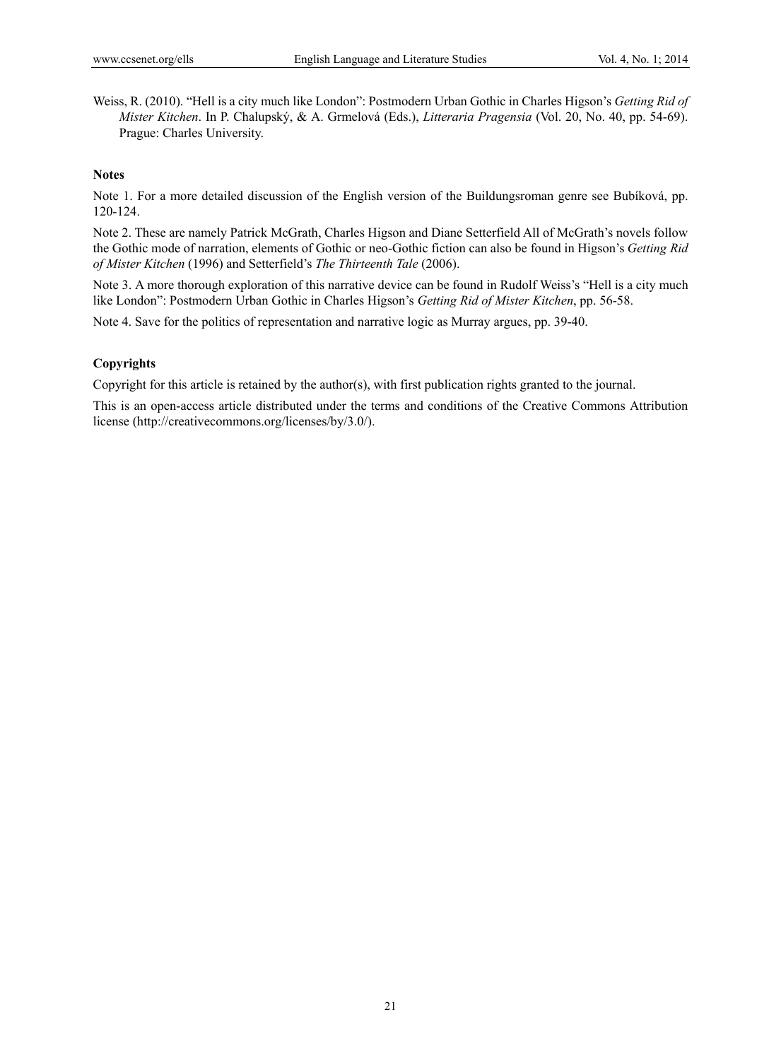Weiss, R. (2010). "Hell is a city much like London": Postmodern Urban Gothic in Charles Higson's *Getting Rid of Mister Kitchen*. In P. Chalupský, & A. Grmelová (Eds.), *Litteraria Pragensia* (Vol. 20, No. 40, pp. 54-69). Prague: Charles University.

## Notes

Note 1. For a more detailed discussion of the English version of the Buildungsroman genre see Bubíková, pp. 120-124.

Note 2. These are namely Patrick McGrath, Charles Higson and Diane Setterfield All of McGrath's novels follow the Gothic mode of narration, elements of Gothic or neo-Gothic fiction can also be found in Higson's *Getting Rid of Mister Kitchen* (1996) and Setterfield's *The Thirteenth Tale* (2006).

Note 3. A more thorough exploration of this narrative device can be found in Rudolf Weiss's "Hell is a city much like London": Postmodern Urban Gothic in Charles Higson's *Getting Rid of Mister Kitchen*, pp. 56-58.

Note 4. Save for the politics of representation and narrative logic as Murray argues, pp. 39-40.

## Copyrights

Copyright for this article is retained by the author(s), with first publication rights granted to the journal.

This is an open-access article distributed under the terms and conditions of the Creative Commons Attribution license (http://creativecommons.org/licenses/by/3.0/).